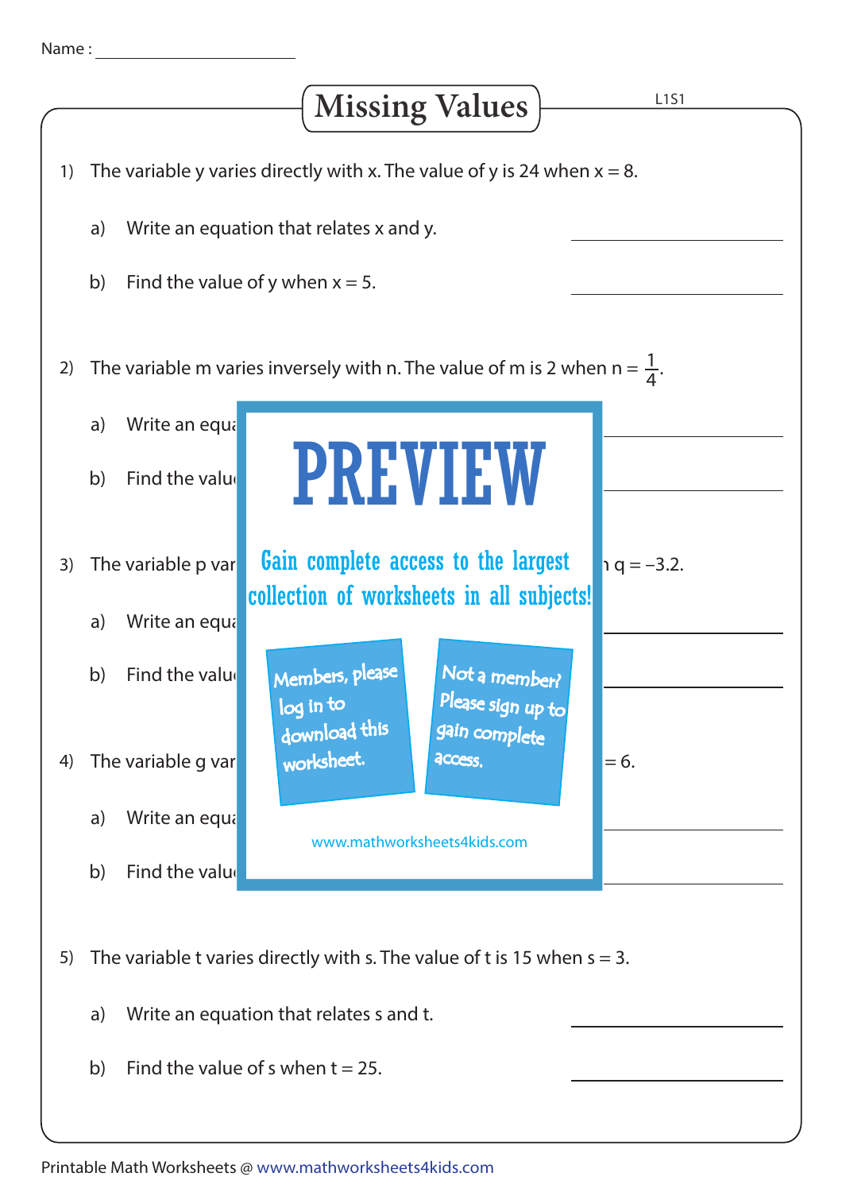Name : ______________________

# Missing Values

L1S1

1) The variable y varies directly with x. The value of y is 24 when $x = 8$.

   a) Write an equation that relates x and y. ______________

   b) Find the value of y when $x = 5$. ______________

2) The variable m varies inversely with n. The value of m is 2 when $n = \frac{1}{4}$.

   a) Write an equa ______________

   b) Find the valu ______________

3) The variable p var $q = -3.2$.

   a) Write an equa ______________

   b) Find the valu ______________

4) The variable g var $= 6$.

   a) Write an equa ______________

   b) Find the valu ______________

PREVIEW

Gain complete access to the largest collection of worksheets in all subjects!

Members, please log in to download this worksheet.

Not a member? Please sign up to gain complete access.

www.mathworksheets4kids.com

5) The variable t varies directly with s. The value of t is 15 when $s = 3$.

   a) Write an equation that relates s and t. ______________

   b) Find the value of s when $t = 25$. ______________

Printable Math Worksheets @ www.mathworksheets4kids.com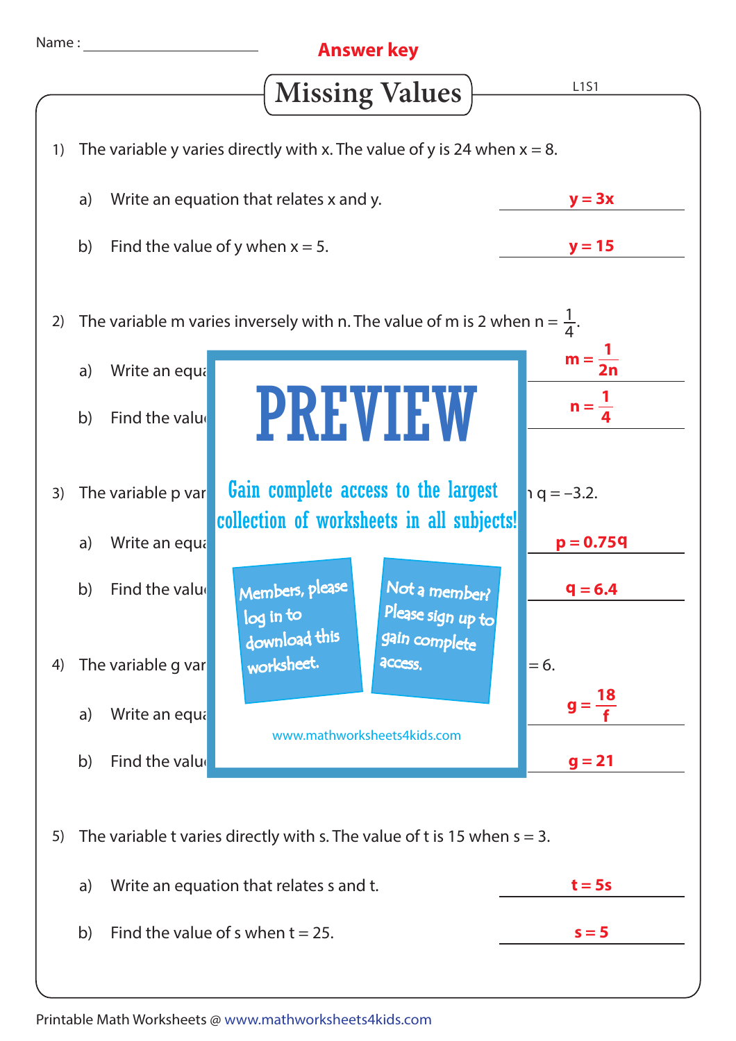Name : ____________________

**Answer key**

# Missing Values

L1S1

1) The variable y varies directly with x. The value of y is 24 when x = 8.

   a) Write an equation that relates x and y. **$y = 3x$**

   b) Find the value of y when x = 5. **$y = 15$**

2) The variable m varies inversely with n. The value of m is 2 when $n = \frac{1}{4}$.

   a) Write an equa **$m = \frac{1}{2n}$**

   b) Find the valu **$n = \frac{1}{4}$**

PREVIEW

Gain complete access to the largest collection of worksheets in all subjects!

Members, please log in to download this worksheet.

Not a member? Please sign up to gain complete access.

www.mathworksheets4kids.com

3) The variable p var ... q = −3.2.

   a) Write an equa **$p = 0.75q$**

   b) Find the valu **$q = 6.4$**

4) The variable g var ... = 6.

   a) Write an equa **$g = \frac{18}{f}$**

   b) Find the valu **$g = 21$**

5) The variable t varies directly with s. The value of t is 15 when s = 3.

   a) Write an equation that relates s and t. **$t = 5s$**

   b) Find the value of s when t = 25. **$s = 5$**

Printable Math Worksheets @ www.mathworksheets4kids.com